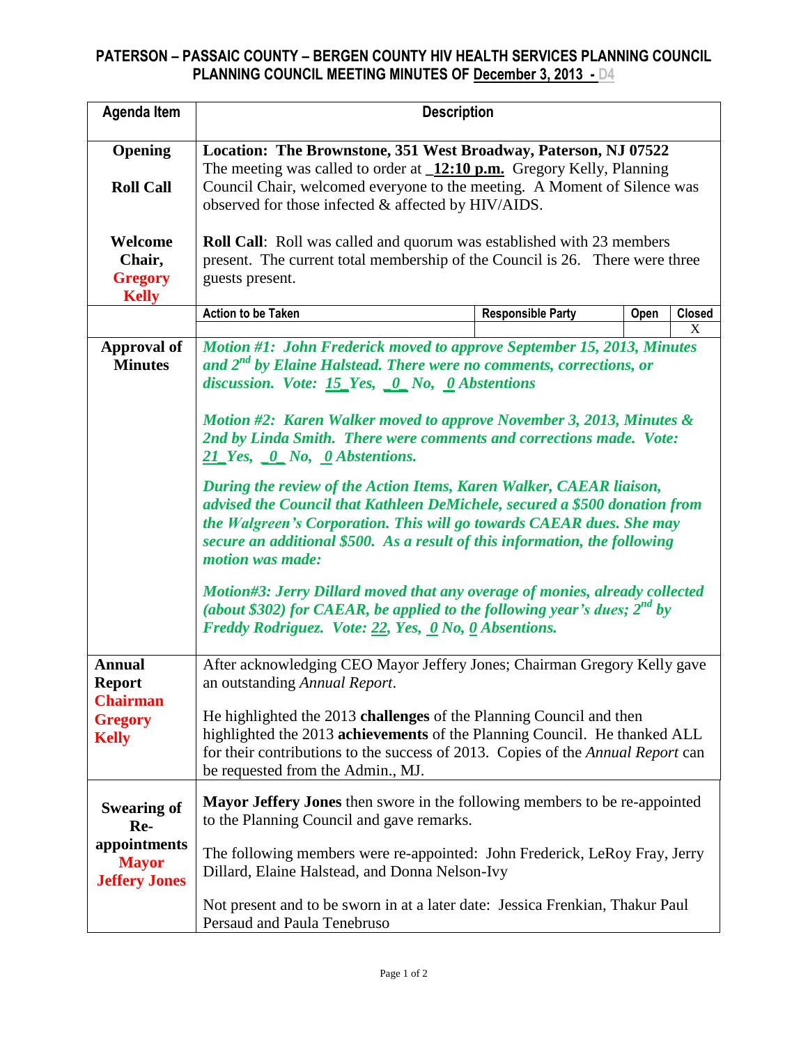# PATERSON – PASSAIC COUNTY – BERGEN COUNTY HIV HEALTH SERVICES PLANNING COUNCIL
## PLANNING COUNCIL MEETING MINUTES OF December 3, 2013 - D4

| Agenda Item | Description | | | |
|---|---|---|---|---|
| **Opening**<br><br>**Roll Call**<br><br>**Welcome Chair, Gregory Kelly** | **Location: The Brownstone, 351 West Broadway, Paterson, NJ 07522**<br>The meeting was called to order at **12:10 p.m.** Gregory Kelly, Planning Council Chair, welcomed everyone to the meeting. A Moment of Silence was observed for those infected & affected by HIV/AIDS.<br><br>**Roll Call**: Roll was called and quorum was established with 23 members present. The current total membership of the Council is 26. There were three guests present. | | | |
| | **Action to be Taken** | **Responsible Party** | **Open** | **Closed** |
| | | | | X |
| **Approval of Minutes** | ***Motion #1: John Frederick moved to approve September 15, 2013, Minutes and 2nd by Elaine Halstead. There were no comments, corrections, or discussion. Vote: 15 Yes, 0 No, 0 Abstentions***<br><br>***Motion #2: Karen Walker moved to approve November 3, 2013, Minutes & 2nd by Linda Smith. There were comments and corrections made. Vote: 21 Yes, 0 No, 0 Abstentions.***<br><br>***During the review of the Action Items, Karen Walker, CAEAR liaison, advised the Council that Kathleen DeMichele, secured a $500 donation from the Walgreen's Corporation. This will go towards CAEAR dues. She may secure an additional $500. As a result of this information, the following motion was made:***<br><br>***Motion#3: Jerry Dillard moved that any overage of monies, already collected (about $302) for CAEAR, be applied to the following year's dues; 2nd by Freddy Rodriguez. Vote: 22, Yes, 0 No, 0 Absentions.*** | | | |
| **Annual Report Chairman Gregory Kelly** | After acknowledging CEO Mayor Jeffery Jones; Chairman Gregory Kelly gave an outstanding *Annual Report*.<br><br>He highlighted the 2013 **challenges** of the Planning Council and then highlighted the 2013 **achievements** of the Planning Council. He thanked ALL for their contributions to the success of 2013. Copies of the *Annual Report* can be requested from the Admin., MJ. | | | |
| **Swearing of Re-appointments Mayor Jeffery Jones** | **Mayor Jeffery Jones** then swore in the following members to be re-appointed to the Planning Council and gave remarks.<br><br>The following members were re-appointed: John Frederick, LeRoy Fray, Jerry Dillard, Elaine Halstead, and Donna Nelson-Ivy<br><br>Not present and to be sworn in at a later date: Jessica Frenkian, Thakur Paul Persaud and Paula Tenebruso | | | |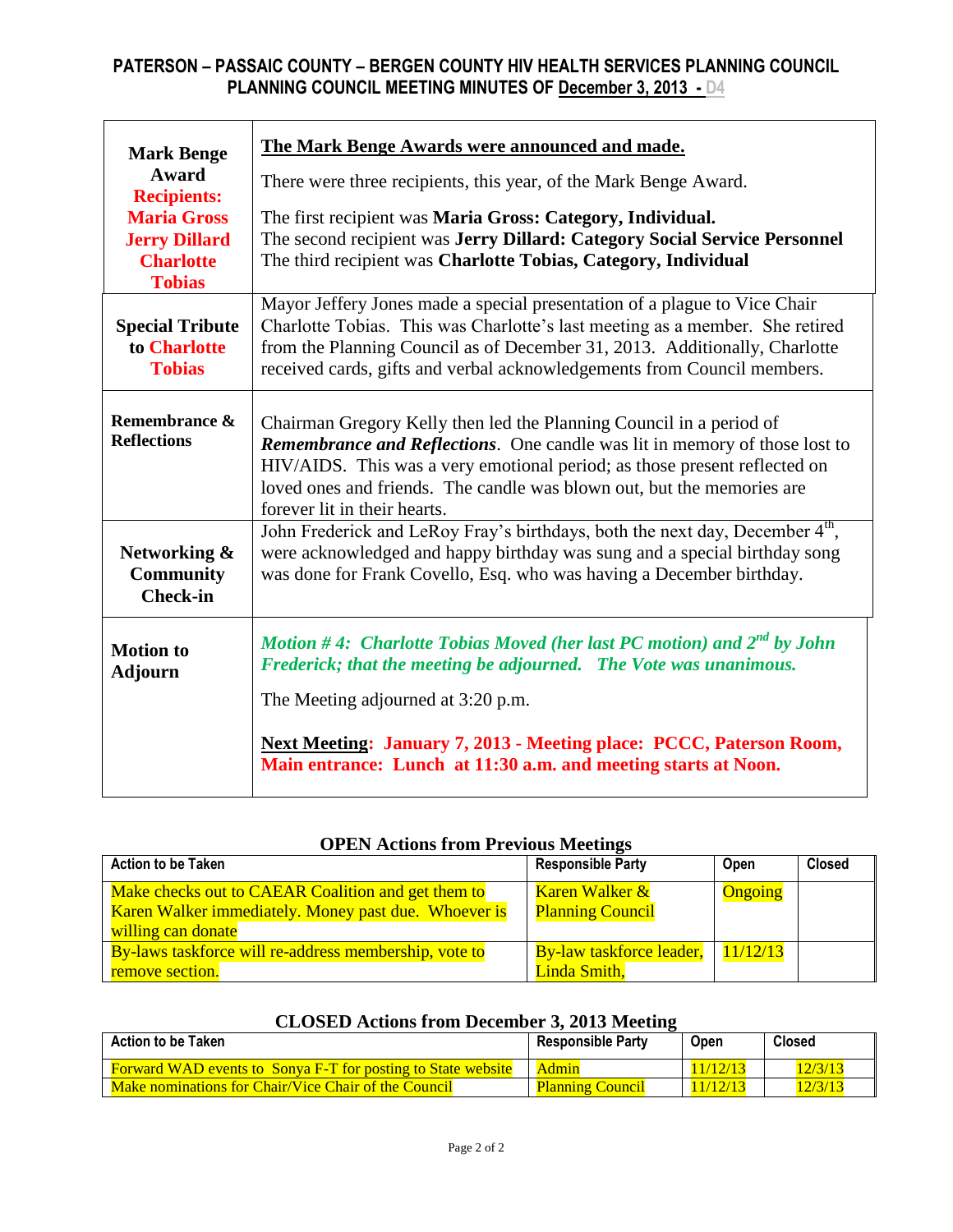# PATERSON – PASSAIC COUNTY – BERGEN COUNTY HIV HEALTH SERVICES PLANNING COUNCIL
## PLANNING COUNCIL MEETING MINUTES OF December 3, 2013 - D4

| | |
|---|---|
| **Mark Benge Award Recipients: Maria Gross Jerry Dillard Charlotte Tobias** | **The Mark Benge Awards were announced and made.**<br><br>There were three recipients, this year, of the Mark Benge Award.<br><br>The first recipient was **Maria Gross: Category, Individual.**<br>The second recipient was **Jerry Dillard: Category Social Service Personnel**<br>The third recipient was **Charlotte Tobias, Category, Individual** |
| **Special Tribute to Charlotte Tobias** | Mayor Jeffery Jones made a special presentation of a plague to Vice Chair Charlotte Tobias. This was Charlotte's last meeting as a member. She retired from the Planning Council as of December 31, 2013. Additionally, Charlotte received cards, gifts and verbal acknowledgements from Council members. |
| **Remembrance & Reflections** | Chairman Gregory Kelly then led the Planning Council in a period of ***Remembrance and Reflections***. One candle was lit in memory of those lost to HIV/AIDS. This was a very emotional period; as those present reflected on loved ones and friends. The candle was blown out, but the memories are forever lit in their hearts. |
| **Networking & Community Check-in** | John Frederick and LeRoy Fray's birthdays, both the next day, December 4th, were acknowledged and happy birthday was sung and a special birthday song was done for Frank Covello, Esq. who was having a December birthday. |
| **Motion to Adjourn** | ***Motion # 4: Charlotte Tobias Moved (her last PC motion) and 2nd by John Frederick; that the meeting be adjourned. The Vote was unanimous.***<br><br>The Meeting adjourned at 3:20 p.m.<br><br>**Next Meeting: January 7, 2013 - Meeting place: PCCC, Paterson Room, Main entrance: Lunch at 11:30 a.m. and meeting starts at Noon.** |

### OPEN Actions from Previous Meetings

| Action to be Taken | Responsible Party | Open | Closed |
|---|---|---|---|
| Make checks out to CAEAR Coalition and get them to Karen Walker immediately. Money past due. Whoever is willing can donate | Karen Walker & Planning Council | Ongoing | |
| By-laws taskforce will re-address membership, vote to remove section. | By-law taskforce leader, Linda Smith, | 11/12/13 | |

### CLOSED Actions from December 3, 2013 Meeting

| Action to be Taken | Responsible Party | Open | Closed |
|---|---|---|---|
| Forward WAD events to Sonya F-T for posting to State website | Admin | 11/12/13 | 12/3/13 |
| Make nominations for Chair/Vice Chair of the Council | Planning Council | 11/12/13 | 12/3/13 |